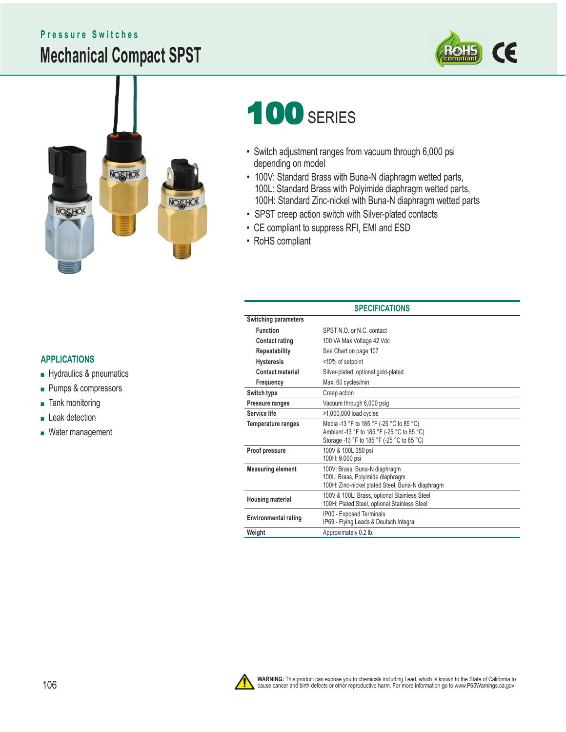Pressure Switches

# Mechanical Compact SPST

# 100 SERIES

- Switch adjustment ranges from vacuum through 6,000 psi depending on model
- 100V: Standard Brass with Buna-N diaphragm wetted parts, 100L: Standard Brass with Polyimide diaphragm wetted parts, 100H: Standard Zinc-nickel with Buna-N diaphragm wetted parts
- SPST creep action switch with Silver-plated contacts
- CE compliant to suppress RFI, EMI and ESD
- RoHS compliant

## APPLICATIONS

- Hydraulics & pneumatics
- Pumps & compressors
- Tank monitoring
- Leak detection
- Water management

## SPECIFICATIONS

| | |
|---|---|
| **Switching parameters** | |
| **Function** | SPST N.O. or N.C. contact |
| **Contact rating** | 100 VA Max Voltage 42 Vdc |
| **Repeatability** | See Chart on page 107 |
| **Hysteresis** | <10% of setpoint |
| **Contact material** | Silver-plated, optional gold-plated |
| **Frequency** | Max. 60 cycles/min |
| **Switch type** | Creep action |
| **Pressure ranges** | Vacuum through 6,000 psig |
| **Service life** | >1,000,000 load cycles |
| **Temperature ranges** | Media -13 °F to 185 °F (-25 °C to 85 °C)<br>Ambient -13 °F to 185 °F (-25 °C to 85 °C)<br>Storage -13 °F to 185 °F (-25 °C to 85 °C) |
| **Proof pressure** | 100V & 100L 350 psi<br>100H: 9,000 psi |
| **Measuring element** | 100V: Brass, Buna-N diaphragm<br>100L: Brass, Polyimide diaphragm<br>100H: Zinc-nickel plated Steel, Buna-N diaphragm |
| **Housing material** | 100V & 100L: Brass, optional Stainless Steel<br>100H: Plated Steel, optional Stainless Steel |
| **Environmental rating** | IP00 - Exposed Terminals<br>IP69 - Flying Leads & Deutsch Integral |
| **Weight** | Approximately 0.2 lb. |

**WARNING:** This product can expose you to chemicals including Lead, which is known to the State of California to cause cancer and birth defects or other reproductive harm. For more information go to www.P65Warnings.ca.gov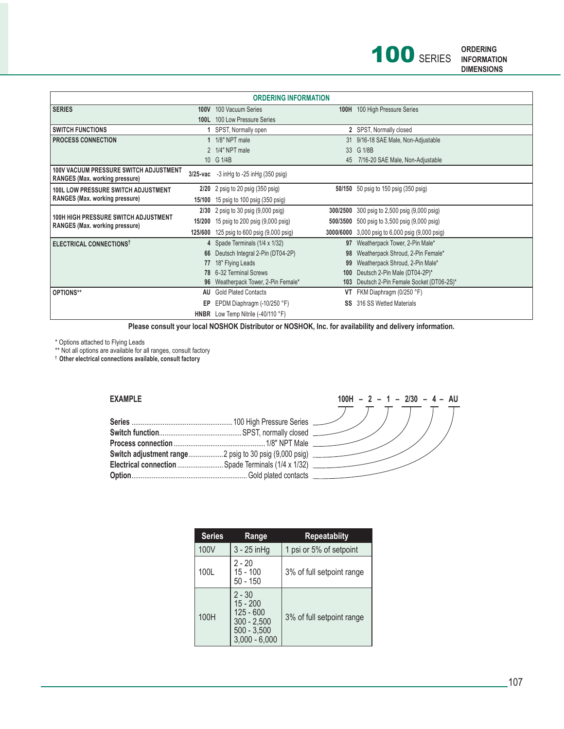# 100 SERIES

ORDERING INFORMATION
DIMENSIONS

## ORDERING INFORMATION

| | | | | |
|---|---|---|---|---|
| **SERIES** | **100V** | 100 Vacuum Series | **100H** | 100 High Pressure Series |
| | **100L** | 100 Low Pressure Series | | |
| **SWITCH FUNCTIONS** | **1** | SPST, Normally open | **2** | SPST, Normally closed |
| **PROCESS CONNECTION** | **1** | 1/8" NPT male | 31 | 9/16-18 SAE Male, Non-Adjustable |
| | 2 | 1/4" NPT male | 33 | G 1/8B |
| | 10 | G 1/4B | 45 | 7/16-20 SAE Male, Non-Adjustable |
| **100V VACUUM PRESSURE SWITCH ADJUSTMENT RANGES (Max. working pressure)** | **3/25-vac** | -3 inHg to -25 inHg (350 psig) | | |
| **100L LOW PRESSURE SWITCH ADJUSTMENT RANGES (Max. working pressure)** | **2/20** | 2 psig to 20 psig (350 psig) | **50/150** | 50 psig to 150 psig (350 psig) |
| | **15/100** | 15 psig to 100 psig (350 psig) | | |
| **100H HIGH PRESSURE SWITCH ADJUSTMENT RANGES (Max. working pressure)** | **2/30** | 2 psig to 30 psig (9,000 psig) | **300/2500** | 300 psig to 2,500 psig (9,000 psig) |
| | **15/200** | 15 psig to 200 psig (9,000 psig) | **500/3500** | 500 psig to 3,500 psig (9,000 psig) |
| | **125/600** | 125 psig to 600 psig (9,000 psig) | **3000/6000** | 3,000 psig to 6,000 psig (9,000 psig) |
| **ELECTRICAL CONNECTIONS†** | **4** | Spade Terminals (1/4 x 1/32) | **97** | Weatherpack Tower, 2-Pin Male* |
| | **66** | Deutsch Integral 2-Pin (DT04-2P) | **98** | Weatherpack Shroud, 2-Pin Female* |
| | **77** | 18" Flying Leads | **99** | Weatherpack Shroud, 2-Pin Male* |
| | **78** | 6-32 Terminal Screws | **100** | Deutsch 2-Pin Male (DT04-2P)* |
| | **96** | Weatherpack Tower, 2-Pin Female* | **103** | Deutsch 2-Pin Female Socket (DT06-2S)* |
| **OPTIONS\*\*** | **AU** | Gold Plated Contacts | **VT** | FKM Diaphragm (0/250 °F) |
| | **EP** | EPDM Diaphragm (-10/250 °F) | **SS** | 316 SS Wetted Materials |
| | **HNBR** | Low Temp Nitrile (-40/110 °F) | | |

**Please consult your local NOSHOK Distributor or NOSHOK, Inc. for availability and delivery information.**

\* Options attached to Flying Leads
\*\* Not all options are available for all ranges, consult factory
† **Other electrical connections available, consult factory**

### EXAMPLE

**100H – 2 – 1 – 2/30 – 4 – AU**

- **Series** ........ 100 High Pressure Series
- **Switch function** ........ SPST, normally closed
- **Process connection** ........ 1/8" NPT Male
- **Switch adjustment range** ........ 2 psig to 30 psig (9,000 psig)
- **Electrical connection** ........ Spade Terminals (1/4 x 1/32)
- **Option** ........ Gold plated contacts

| Series | Range | Repeatabiity |
|---|---|---|
| 100V | 3 - 25 inHg | 1 psi or 5% of setpoint |
| 100L | 2 - 20<br>15 - 100<br>50 - 150 | 3% of full setpoint range |
| 100H | 2 - 30<br>15 - 200<br>125 - 600<br>300 - 2,500<br>500 - 3,500<br>3,000 - 6,000 | 3% of full setpoint range |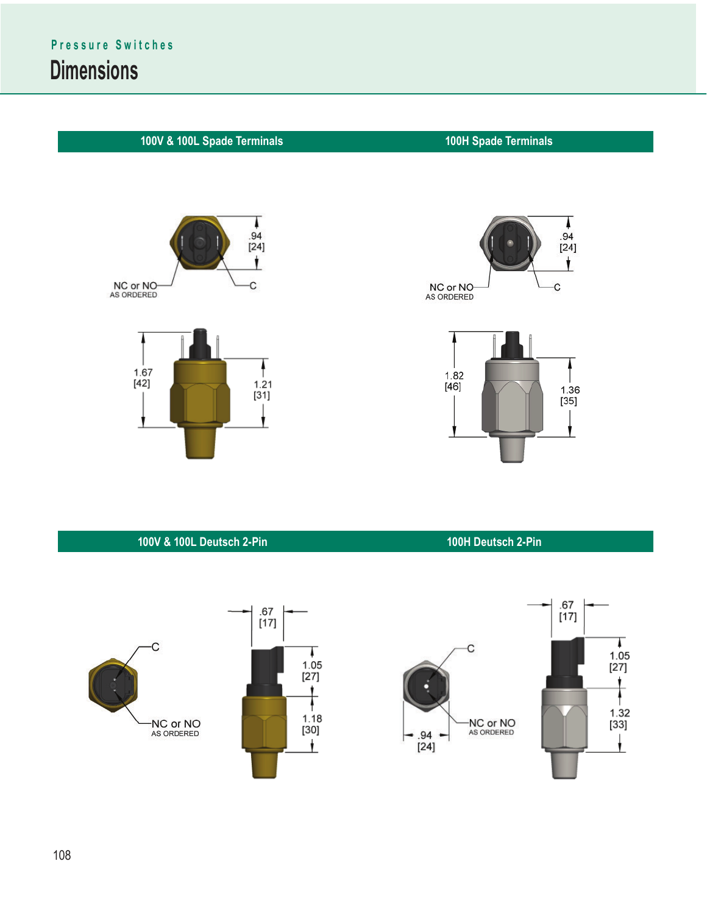Pressure Switches

# Dimensions

## 100V & 100L Spade Terminals

NC or NO
AS ORDERED

C

.94
[24]

1.67
[42]

1.21
[31]

## 100H Spade Terminals

NC or NO
AS ORDERED

C

.94
[24]

1.82
[46]

1.36
[35]

## 100V & 100L Deutsch 2-Pin

C

NC or NO
AS ORDERED

.67
[17]

1.05
[27]

1.18
[30]

## 100H Deutsch 2-Pin

C

NC or NO
AS ORDERED

.94
[24]

.67
[17]

1.05
[27]

1.32
[33]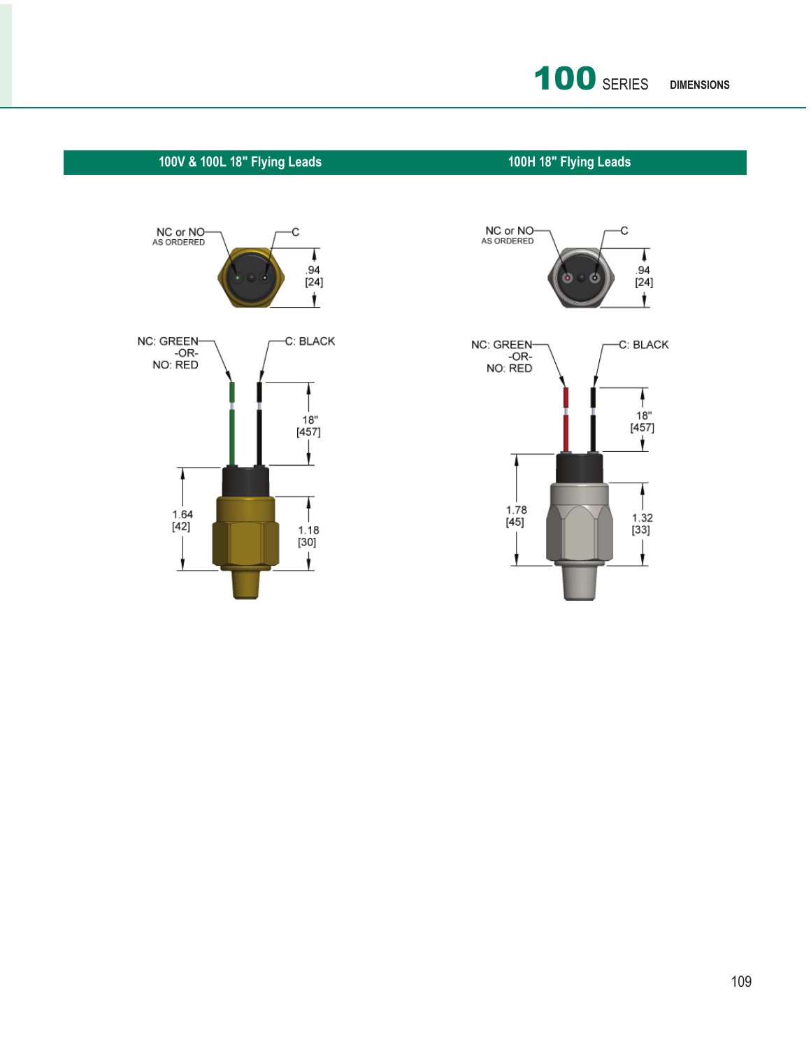# 100 SERIES DIMENSIONS

## 100V & 100L 18" Flying Leads

NC or NO
AS ORDERED

C

.94
[24]

NC: GREEN
-OR-
NO: RED

C: BLACK

18"
[457]

1.64
[42]

1.18
[30]

## 100H 18" Flying Leads

NC or NO
AS ORDERED

C

.94
[24]

NC: GREEN
-OR-
NO: RED

C: BLACK

18"
[457]

1.78
[45]

1.32
[33]